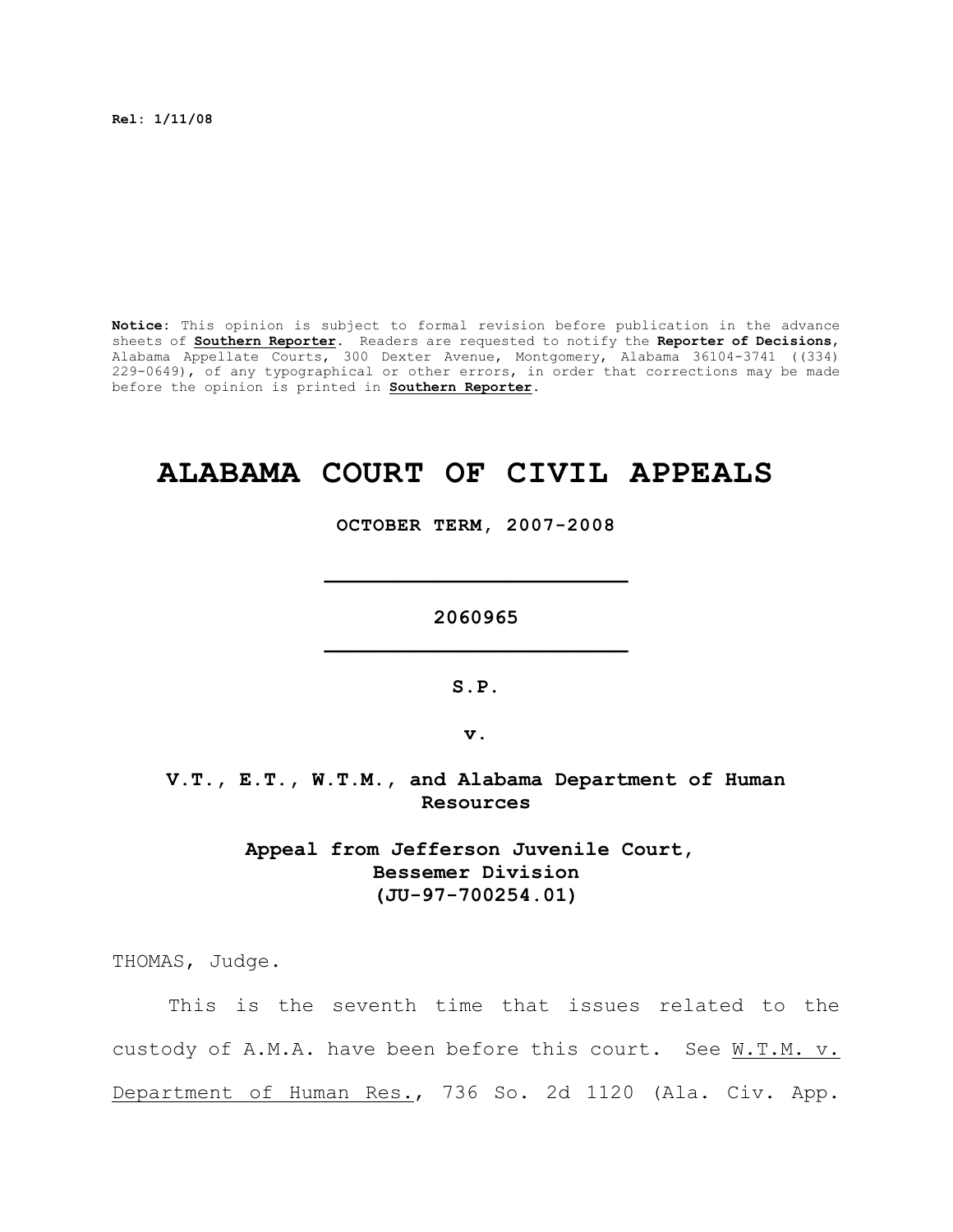**Rel: 1/11/08**

**Notice:** This opinion is subject to formal revision before publication in the advance sheets of **Southern Reporter**. Readers are requested to notify the **Reporter of Decisions**, Alabama Appellate Courts, 300 Dexter Avenue, Montgomery, Alabama 36104-3741 ((334) 229-0649), of any typographical or other errors, in order that corrections may be made before the opinion is printed in **Southern Reporter**.

# ALABAMA COURT OF CIVIL APPEALS

**OCTOBER TERM, 2007-2008**

---

**2060965**

---

**S.P.**

**v.**

**V.T., E.T., W.T.M., and Alabama Department of Human Resources**

**Appeal from Jefferson Juvenile Court, Bessemer Division (JU-97-700254.01)**

THOMAS, Judge.

This is the seventh time that issues related to the custody of A.M.A. have been before this court. See W.T.M. v. Department of Human Res., 736 So. 2d 1120 (Ala. Civ. App.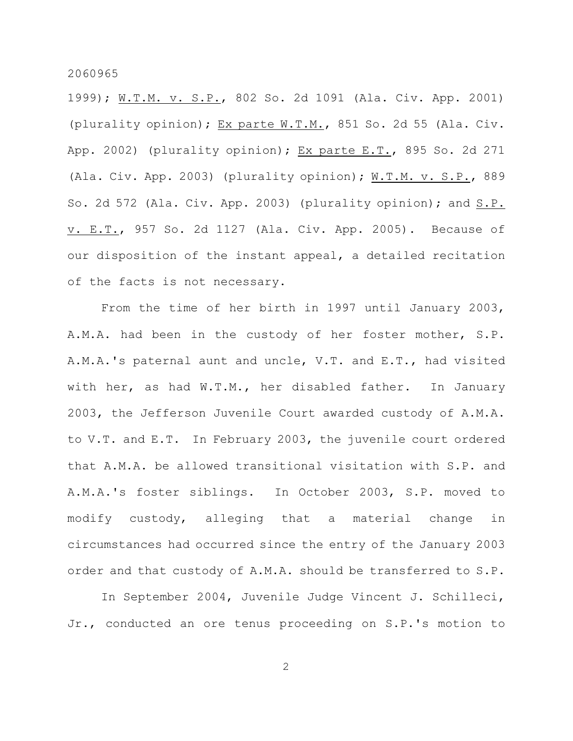1999); W.T.M. v. S.P., 802 So. 2d 1091 (Ala. Civ. App. 2001) (plurality opinion); Ex parte W.T.M., 851 So. 2d 55 (Ala. Civ. App. 2002) (plurality opinion); Ex parte E.T., 895 So. 2d 271 (Ala. Civ. App. 2003) (plurality opinion); W.T.M. v. S.P., 889 So. 2d 572 (Ala. Civ. App. 2003) (plurality opinion); and S.P. v. E.T., 957 So. 2d 1127 (Ala. Civ. App. 2005). Because of our disposition of the instant appeal, a detailed recitation of the facts is not necessary.

From the time of her birth in 1997 until January 2003, A.M.A. had been in the custody of her foster mother, S.P. A.M.A.'s paternal aunt and uncle, V.T. and E.T., had visited with her, as had W.T.M., her disabled father. In January 2003, the Jefferson Juvenile Court awarded custody of A.M.A. to V.T. and E.T. In February 2003, the juvenile court ordered that A.M.A. be allowed transitional visitation with S.P. and A.M.A.'s foster siblings. In October 2003, S.P. moved to modify custody, alleging that a material change in circumstances had occurred since the entry of the January 2003 order and that custody of A.M.A. should be transferred to S.P.

In September 2004, Juvenile Judge Vincent J. Schilleci, Jr., conducted an ore tenus proceeding on S.P.'s motion to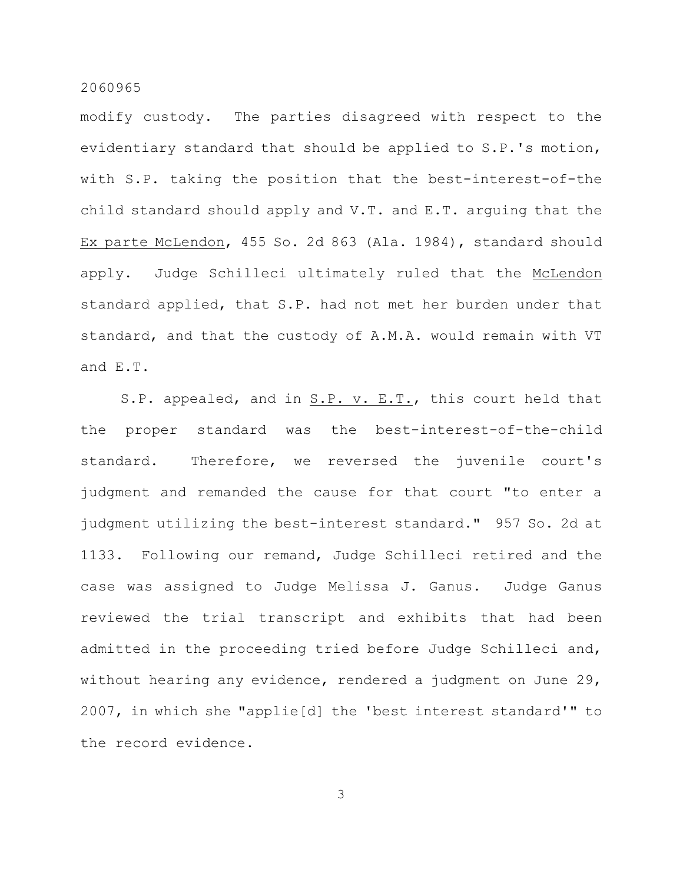modify custody. The parties disagreed with respect to the evidentiary standard that should be applied to S.P.'s motion, with S.P. taking the position that the best-interest-of-the child standard should apply and V.T. and E.T. arguing that the Ex parte McLendon, 455 So. 2d 863 (Ala. 1984), standard should apply. Judge Schilleci ultimately ruled that the McLendon standard applied, that S.P. had not met her burden under that standard, and that the custody of A.M.A. would remain with VT and E.T.

S.P. appealed, and in S.P. v. E.T., this court held that the proper standard was the best-interest-of-the-child standard. Therefore, we reversed the juvenile court's judgment and remanded the cause for that court "to enter a judgment utilizing the best-interest standard." 957 So. 2d at 1133. Following our remand, Judge Schilleci retired and the case was assigned to Judge Melissa J. Ganus. Judge Ganus reviewed the trial transcript and exhibits that had been admitted in the proceeding tried before Judge Schilleci and, without hearing any evidence, rendered a judgment on June 29, 2007, in which she "applie[d] the 'best interest standard'" to the record evidence.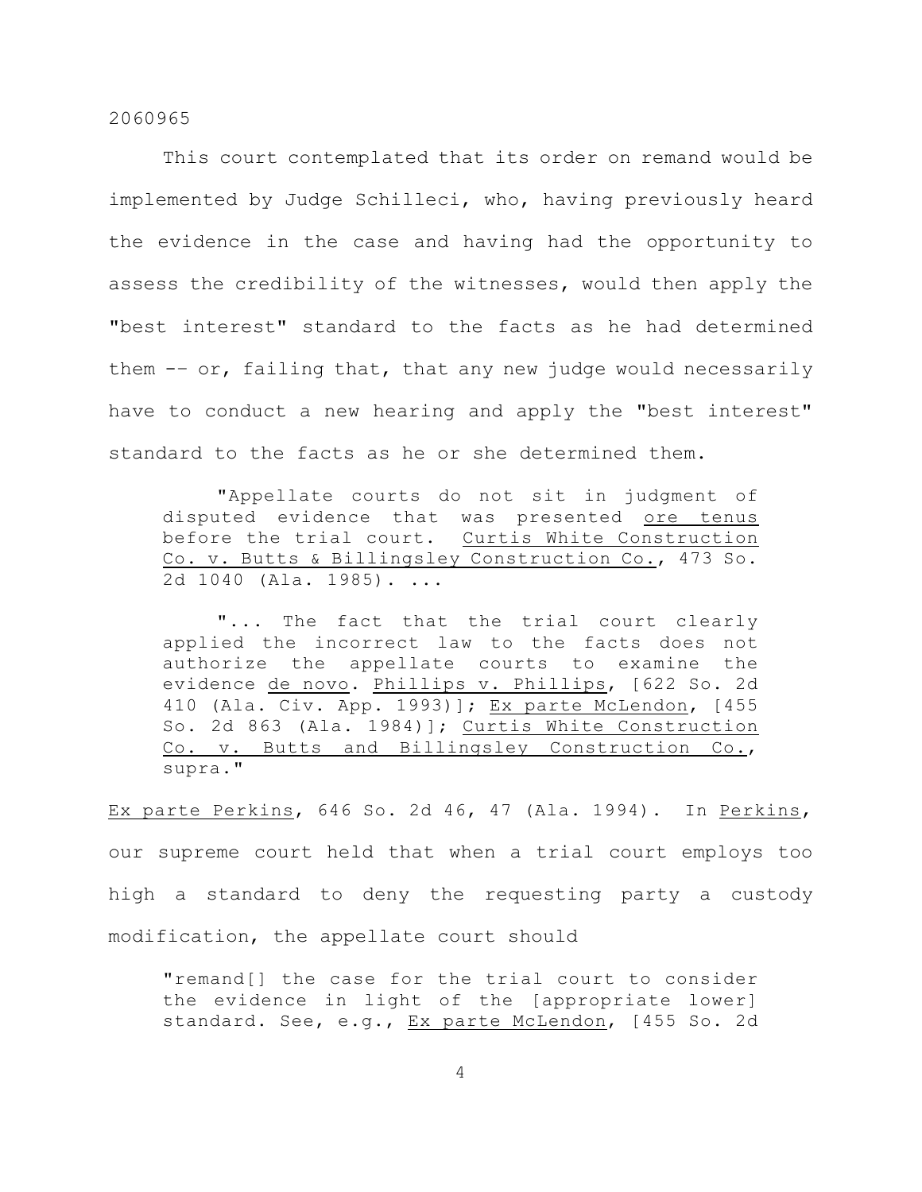This court contemplated that its order on remand would be implemented by Judge Schilleci, who, having previously heard the evidence in the case and having had the opportunity to assess the credibility of the witnesses, would then apply the "best interest" standard to the facts as he had determined them -- or, failing that, that any new judge would necessarily have to conduct a new hearing and apply the "best interest" standard to the facts as he or she determined them.

> "Appellate courts do not sit in judgment of disputed evidence that was presented ore tenus before the trial court. Curtis White Construction Co. v. Butts & Billingsley Construction Co., 473 So. 2d 1040 (Ala. 1985). ...
>
> "... The fact that the trial court clearly applied the incorrect law to the facts does not authorize the appellate courts to examine the evidence de novo. Phillips v. Phillips, [622 So. 2d 410 (Ala. Civ. App. 1993)]; Ex parte McLendon, [455 So. 2d 863 (Ala. 1984)]; Curtis White Construction Co. v. Butts and Billingsley Construction Co., supra."

Ex parte Perkins, 646 So. 2d 46, 47 (Ala. 1994). In Perkins, our supreme court held that when a trial court employs too high a standard to deny the requesting party a custody modification, the appellate court should

> "remand[] the case for the trial court to consider the evidence in light of the [appropriate lower] standard. See, e.g., Ex parte McLendon, [455 So. 2d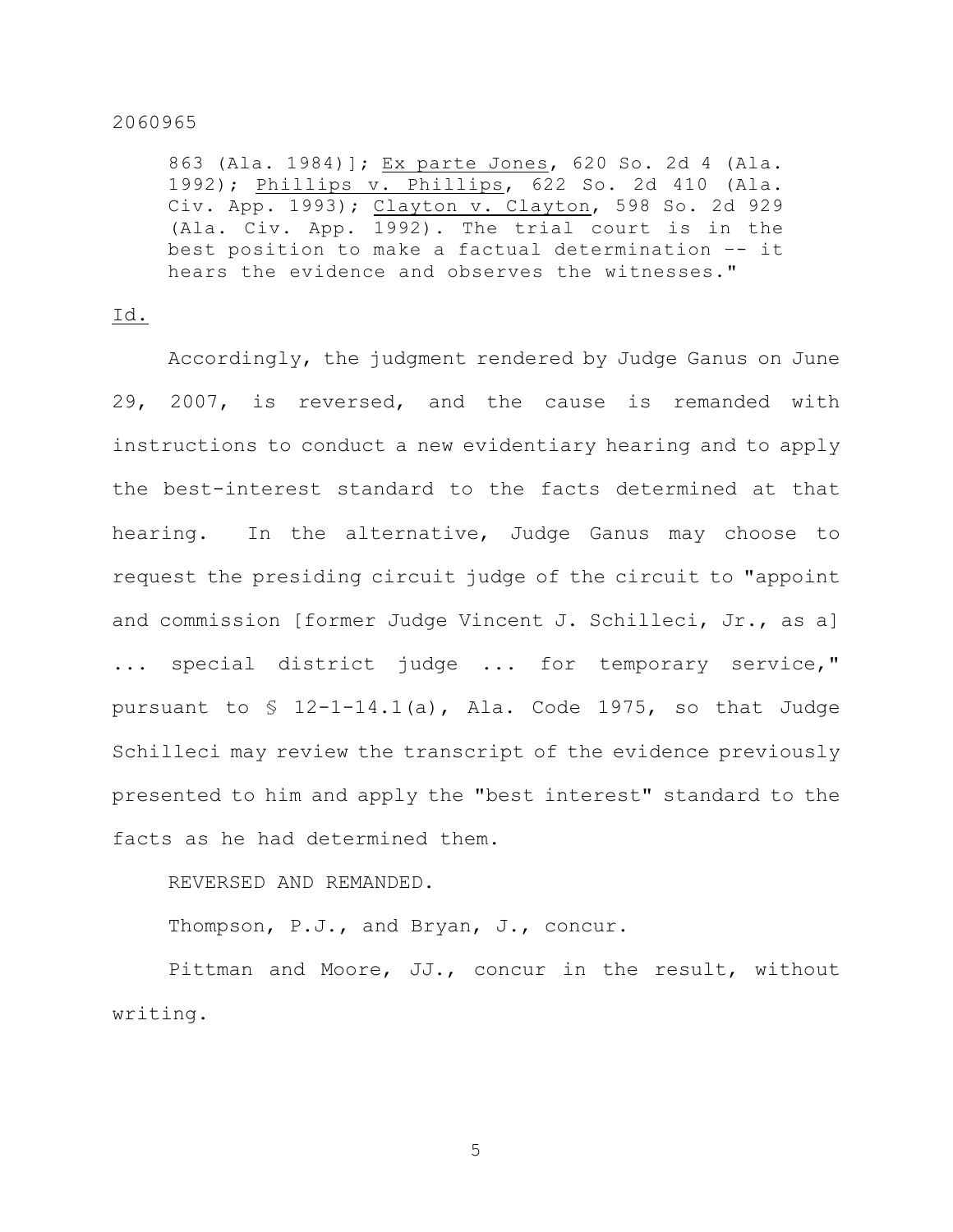863 (Ala. 1984)]; Ex parte Jones, 620 So. 2d 4 (Ala. 1992); Phillips v. Phillips, 622 So. 2d 410 (Ala. Civ. App. 1993); Clayton v. Clayton, 598 So. 2d 929 (Ala. Civ. App. 1992). The trial court is in the best position to make a factual determination -- it hears the evidence and observes the witnesses."

Id.

Accordingly, the judgment rendered by Judge Ganus on June 29, 2007, is reversed, and the cause is remanded with instructions to conduct a new evidentiary hearing and to apply the best-interest standard to the facts determined at that hearing. In the alternative, Judge Ganus may choose to request the presiding circuit judge of the circuit to "appoint and commission [former Judge Vincent J. Schilleci, Jr., as a] ... special district judge ... for temporary service," pursuant to § 12-1-14.1(a), Ala. Code 1975, so that Judge Schilleci may review the transcript of the evidence previously presented to him and apply the "best interest" standard to the facts as he had determined them.

REVERSED AND REMANDED.

Thompson, P.J., and Bryan, J., concur.

Pittman and Moore, JJ., concur in the result, without writing.